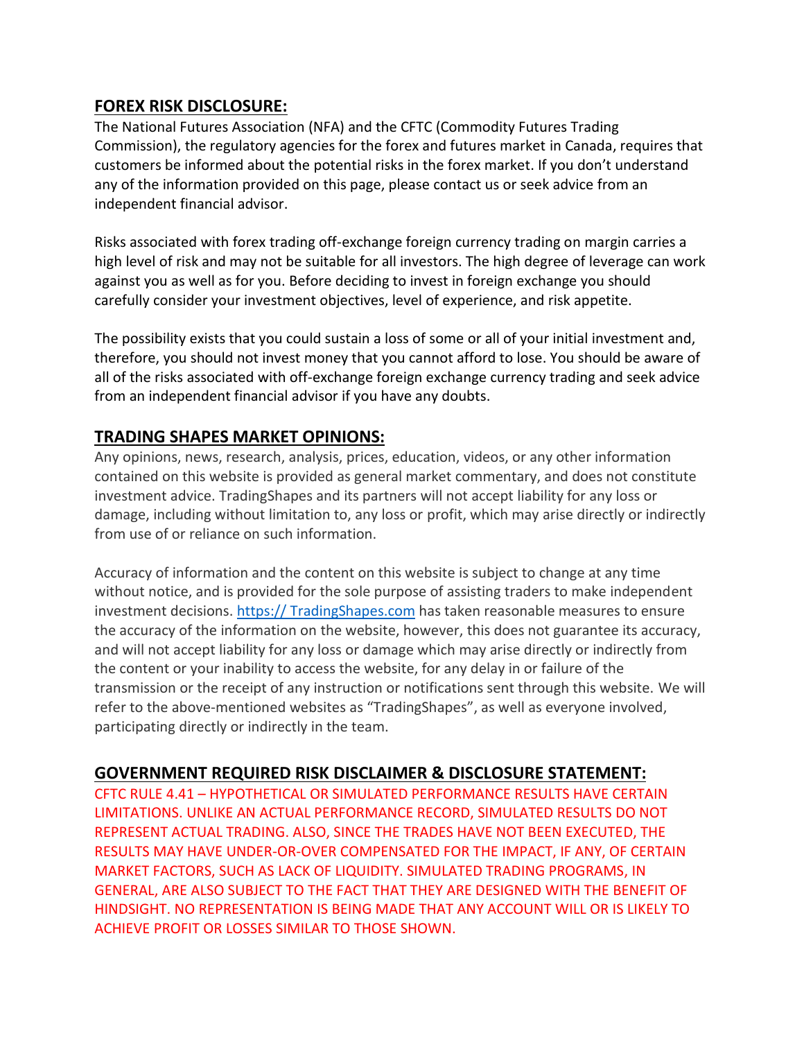## **FOREX RISK DISCLOSURE:**

The National Futures Association (NFA) and the CFTC (Commodity Futures Trading Commission), the regulatory agencies for the forex and futures market in Canada, requires that customers be informed about the potential risks in the forex market. If you don't understand any of the information provided on this page, please contact us or seek advice from an independent financial advisor.

Risks associated with forex trading off-exchange foreign currency trading on margin carries a high level of risk and may not be suitable for all investors. The high degree of leverage can work against you as well as for you. Before deciding to invest in foreign exchange you should carefully consider your investment objectives, level of experience, and risk appetite.

The possibility exists that you could sustain a loss of some or all of your initial investment and, therefore, you should not invest money that you cannot afford to lose. You should be aware of all of the risks associated with off-exchange foreign exchange currency trading and seek advice from an independent financial advisor if you have any doubts.

## **TRADING SHAPES MARKET OPINIONS:**

Any opinions, news, research, analysis, prices, education, videos, or any other information contained on this website is provided as general market commentary, and does not constitute investment advice. TradingShapes and its partners will not accept liability for any loss or damage, including without limitation to, any loss or profit, which may arise directly or indirectly from use of or reliance on such information.

Accuracy of information and the content on this website is subject to change at any time without notice, and is provided for the sole purpose of assisting traders to make independent investment decisions. [https:// TradingShapes.com](https://TradingShapes.com) has taken reasonable measures to ensure the accuracy of the information on the website, however, this does not guarantee its accuracy, and will not accept liability for any loss or damage which may arise directly or indirectly from the content or your inability to access the website, for any delay in or failure of the transmission or the receipt of any instruction or notifications sent through this website. We will refer to the above-mentioned websites as "TradingShapes", as well as everyone involved, participating directly or indirectly in the team.

## **GOVERNMENT REQUIRED RISK DISCLAIMER & DISCLOSURE STATEMENT:**

CFTC RULE 4.41 – HYPOTHETICAL OR SIMULATED PERFORMANCE RESULTS HAVE CERTAIN LIMITATIONS. UNLIKE AN ACTUAL PERFORMANCE RECORD, SIMULATED RESULTS DO NOT REPRESENT ACTUAL TRADING. ALSO, SINCE THE TRADES HAVE NOT BEEN EXECUTED, THE RESULTS MAY HAVE UNDER-OR-OVER COMPENSATED FOR THE IMPACT, IF ANY, OF CERTAIN MARKET FACTORS, SUCH AS LACK OF LIQUIDITY. SIMULATED TRADING PROGRAMS, IN GENERAL, ARE ALSO SUBJECT TO THE FACT THAT THEY ARE DESIGNED WITH THE BENEFIT OF HINDSIGHT. NO REPRESENTATION IS BEING MADE THAT ANY ACCOUNT WILL OR IS LIKELY TO ACHIEVE PROFIT OR LOSSES SIMILAR TO THOSE SHOWN.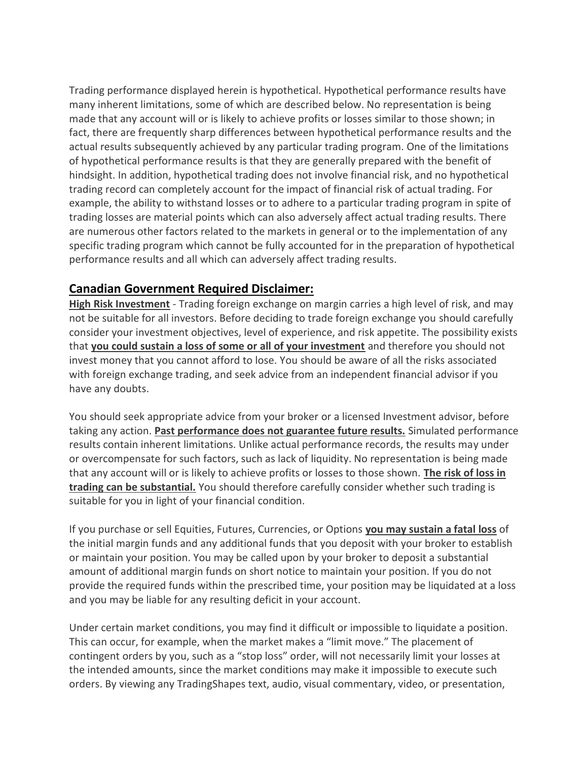Trading performance displayed herein is hypothetical. Hypothetical performance results have many inherent limitations, some of which are described below. No representation is being made that any account will or is likely to achieve profits or losses similar to those shown; in fact, there are frequently sharp differences between hypothetical performance results and the actual results subsequently achieved by any particular trading program. One of the limitations of hypothetical performance results is that they are generally prepared with the benefit of hindsight. In addition, hypothetical trading does not involve financial risk, and no hypothetical trading record can completely account for the impact of financial risk of actual trading. For example, the ability to withstand losses or to adhere to a particular trading program in spite of trading losses are material points which can also adversely affect actual trading results. There are numerous other factors related to the markets in general or to the implementation of any specific trading program which cannot be fully accounted for in the preparation of hypothetical performance results and all which can adversely affect trading results.

## Canadian Government Required Disclaimer:

**High Risk Investment** - Trading foreign exchange on margin carries a high level of risk, and may not be suitable for all investors. Before deciding to trade foreign exchange you should carefully consider your investment objectives, level of experience, and risk appetite. The possibility exists that **you could sustain a loss of some or all of your investment** and therefore you should not invest money that you cannot afford to lose. You should be aware of all the risks associated with foreign exchange trading, and seek advice from an independent financial advisor if you have any doubts.

You should seek appropriate advice from your broker or a licensed Investment advisor, before taking any action. **Past performance does not guarantee future results.** Simulated performance results contain inherent limitations. Unlike actual performance records, the results may under or overcompensate for such factors, such as lack of liquidity. No representation is being made that any account will or is likely to achieve profits or losses to those shown. **The risk of loss in trading can be substantial.** You should therefore carefully consider whether such trading is suitable for you in light of your financial condition.

If you purchase or sell Equities, Futures, Currencies, or Options **you may sustain a fatal loss** of the initial margin funds and any additional funds that you deposit with your broker to establish or maintain your position. You may be called upon by your broker to deposit a substantial amount of additional margin funds on short notice to maintain your position. If you do not provide the required funds within the prescribed time, your position may be liquidated at a loss and you may be liable for any resulting deficit in your account.

Under certain market conditions, you may find it difficult or impossible to liquidate a position. This can occur, for example, when the market makes a "limit move." The placement of contingent orders by you, such as a "stop loss" order, will not necessarily limit your losses at the intended amounts, since the market conditions may make it impossible to execute such orders. By viewing any TradingShapes text, audio, visual commentary, video, or presentation,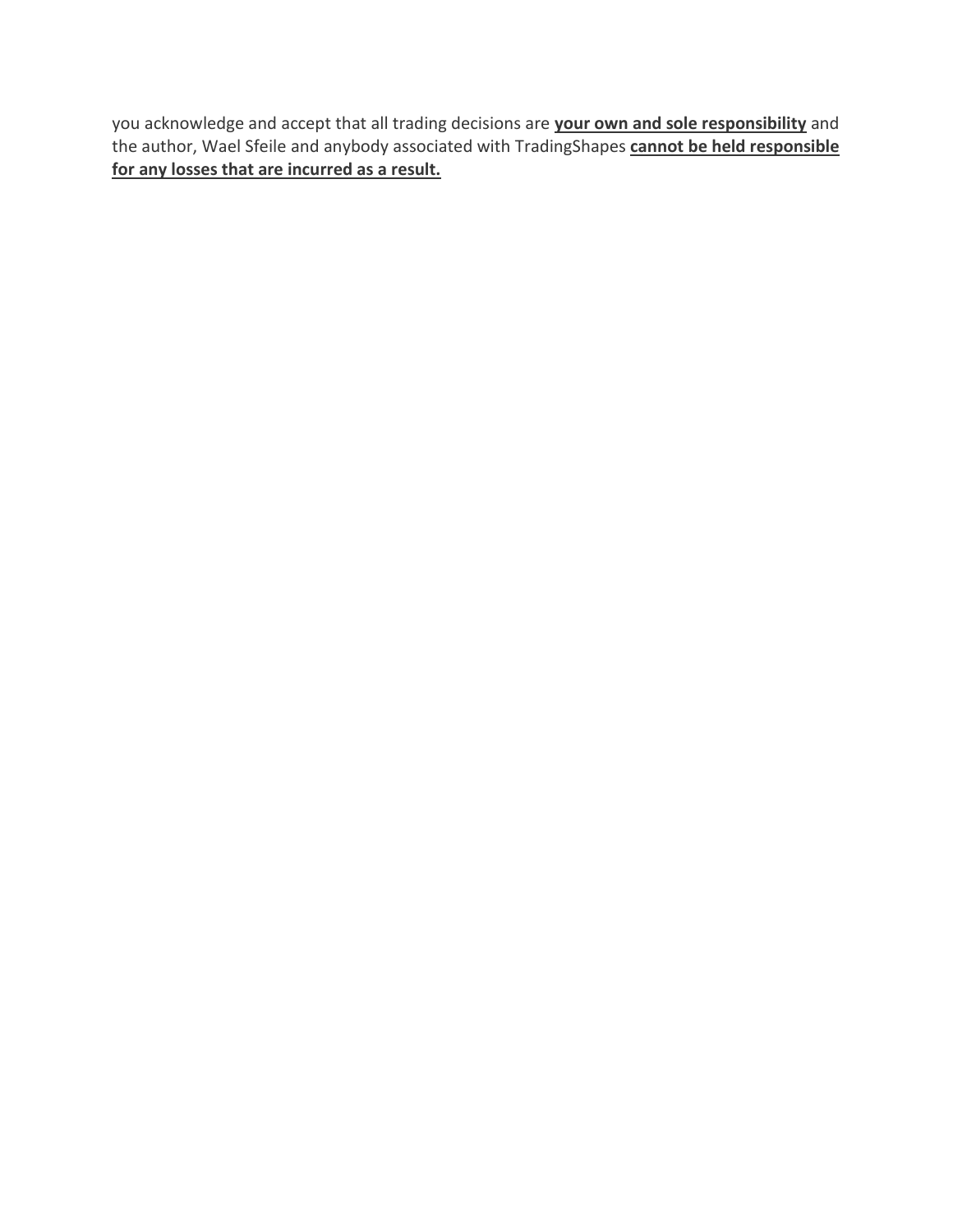you acknowledge and accept that all trading decisions are **<u>your own and sole responsibility</u>** and the author, Wael Sfeile and anybody associated with TradingShapes **<u>cannot be held responsible for any losses that are incurred as a result.</u>**